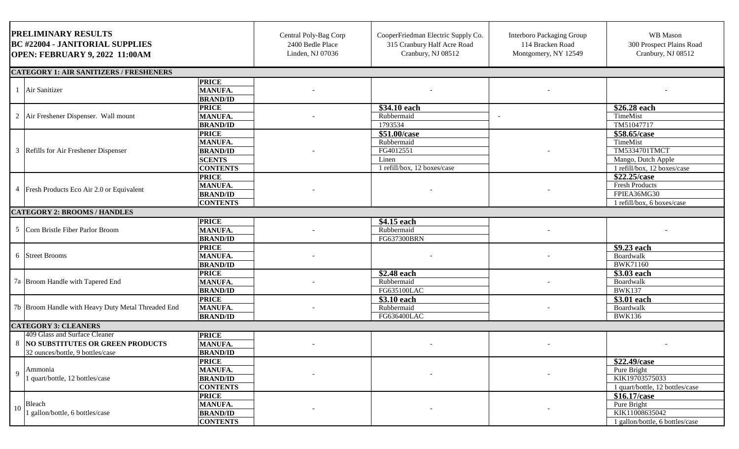**PRELIMINARY RESULTS**
**BC #22004 - JANITORIAL SUPPLIES**
**OPEN: FEBRUARY 9, 2022 11:00AM**

| # | Item | Field | Central Poly-Bag Corp 2400 Bedle Place Linden, NJ 07036 | CooperFriedman Electric Supply Co. 315 Cranbury Half Acre Road Cranbury, NJ 08512 | Interboro Packaging Group 114 Bracken Road Montgomery, NY 12549 | WB Mason 300 Prospect Plains Road Cranbury, NJ 08512 |
|---|---|---|---|---|---|---|
| **CATEGORY 1: AIR SANITIZERS / FRESHENERS** | | | | | | |
| 1 | Air Sanitizer | **PRICE** | - | - | - | - |
| | | **MANUFA.** | | | | |
| | | **BRAND/ID** | | | | |
| 2 | Air Freshener Dispenser. Wall mount | **PRICE** | - | **$34.10 each** | - | **$26.28 each** |
| | | **MANUFA.** | | Rubbermaid | | TimeMist |
| | | **BRAND/ID** | | 1793534 | | TM51047717 |
| 3 | Refills for Air Freshener Dispenser | **PRICE** | - | **$51.00/case** | - | **$58.65/case** |
| | | **MANUFA.** | | Rubbermaid | | TimeMist |
| | | **BRAND/ID** | | FG4012551 | | TM5334701TMCT |
| | | **SCENTS** | | Linen | | Mango, Dutch Apple |
| | | **CONTENTS** | | 1 refill/box, 12 boxes/case | | 1 refill/box, 12 boxes/case |
| 4 | Fresh Products Eco Air 2.0 or Equivalent | **PRICE** | - | - | - | **$22.25/case** |
| | | **MANUFA.** | | | | Fresh Products |
| | | **BRAND/ID** | | | | FPIEA36MG30 |
| | | **CONTENTS** | | | | 1 refill/box, 6 boxes/case |
| **CATEGORY 2: BROOMS / HANDLES** | | | | | | |
| 5 | Corn Bristle Fiber Parlor Broom | **PRICE** | - | **$4.15 each** | - | - |
| | | **MANUFA.** | | Rubbermaid | | |
| | | **BRAND/ID** | | FG637300BRN | | |
| 6 | Street Brooms | **PRICE** | - | - | - | **$9.23 each** |
| | | **MANUFA.** | | | | Boardwalk |
| | | **BRAND/ID** | | | | BWK71160 |
| 7a | Broom Handle with Tapered End | **PRICE** | - | **$2.48 each** | - | **$3.03 each** |
| | | **MANUFA.** | | Rubbermaid | | Boardwalk |
| | | **BRAND/ID** | | FG635100LAC | | BWK137 |
| 7b | Broom Handle with Heavy Duty Metal Threaded End | **PRICE** | - | **$3.10 each** | - | **$3.01 each** |
| | | **MANUFA.** | | Rubbermaid | | Boardwalk |
| | | **BRAND/ID** | | FG636400LAC | | BWK136 |
| **CATEGORY 3: CLEANERS** | | | | | | |
| 8 | 409 Glass and Surface Cleaner **NO SUBSTITUTES OR GREEN PRODUCTS** 32 ounces/bottle, 9 bottles/case | **PRICE** | - | - | - | - |
| | | **MANUFA.** | | | | |
| | | **BRAND/ID** | | | | |
| 9 | Ammonia 1 quart/bottle, 12 bottles/case | **PRICE** | - | - | - | **$22.49/case** |
| | | **MANUFA.** | | | | Pure Bright |
| | | **BRAND/ID** | | | | KIK19703575033 |
| | | **CONTENTS** | | | | 1 quart/bottle, 12 bottles/case |
| 10 | Bleach 1 gallon/bottle, 6 bottles/case | **PRICE** | - | - | - | **$16.17/case** |
| | | **MANUFA.** | | | | Pure Bright |
| | | **BRAND/ID** | | | | KIK11008635042 |
| | | **CONTENTS** | | | | 1 gallon/bottle, 6 bottles/case |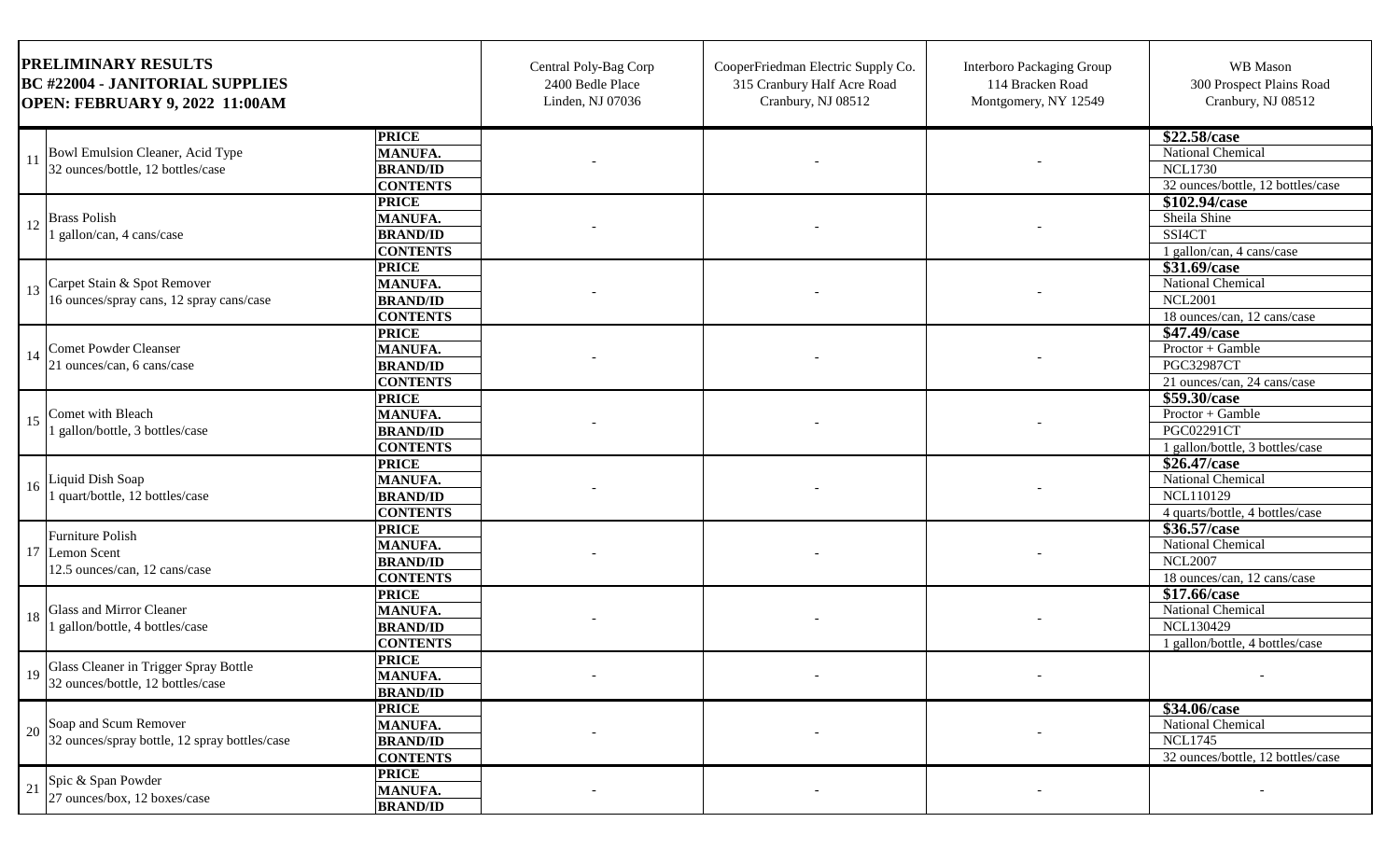| PRELIMINARY RESULTS<br>BC #22004 - JANITORIAL SUPPLIES<br>OPEN: FEBRUARY 9, 2022 11:00AM | | | Central Poly-Bag Corp<br>2400 Bedle Place<br>Linden, NJ 07036 | CooperFriedman Electric Supply Co.<br>315 Cranbury Half Acre Road<br>Cranbury, NJ 08512 | Interboro Packaging Group<br>114 Bracken Road<br>Montgomery, NY 12549 | WB Mason<br>300 Prospect Plains Road<br>Cranbury, NJ 08512 |
|---|---|---|---|---|---|---|
| 11 | Bowl Emulsion Cleaner, Acid Type<br>32 ounces/bottle, 12 bottles/case | PRICE | - | - | - | **$22.58/case** |
| | | MANUFA. | | | | National Chemical |
| | | BRAND/ID | | | | NCL1730 |
| | | CONTENTS | | | | 32 ounces/bottle, 12 bottles/case |
| 12 | Brass Polish<br>1 gallon/can, 4 cans/case | PRICE | - | - | - | **$102.94/case** |
| | | MANUFA. | | | | Sheila Shine |
| | | BRAND/ID | | | | SSI4CT |
| | | CONTENTS | | | | 1 gallon/can, 4 cans/case |
| 13 | Carpet Stain & Spot Remover<br>16 ounces/spray cans, 12 spray cans/case | PRICE | - | - | - | **$31.69/case** |
| | | MANUFA. | | | | National Chemical |
| | | BRAND/ID | | | | NCL2001 |
| | | CONTENTS | | | | 18 ounces/can, 12 cans/case |
| 14 | Comet Powder Cleanser<br>21 ounces/can, 6 cans/case | PRICE | - | - | - | **$47.49/case** |
| | | MANUFA. | | | | Proctor + Gamble |
| | | BRAND/ID | | | | PGC32987CT |
| | | CONTENTS | | | | 21 ounces/can, 24 cans/case |
| 15 | Comet with Bleach<br>1 gallon/bottle, 3 bottles/case | PRICE | - | - | - | **$59.30/case** |
| | | MANUFA. | | | | Proctor + Gamble |
| | | BRAND/ID | | | | PGC02291CT |
| | | CONTENTS | | | | 1 gallon/bottle, 3 bottles/case |
| 16 | Liquid Dish Soap<br>1 quart/bottle, 12 bottles/case | PRICE | - | - | - | **$26.47/case** |
| | | MANUFA. | | | | National Chemical |
| | | BRAND/ID | | | | NCL110129 |
| | | CONTENTS | | | | 4 quarts/bottle, 4 bottles/case |
| 17 | Furniture Polish<br>Lemon Scent<br>12.5 ounces/can, 12 cans/case | PRICE | - | - | - | **$36.57/case** |
| | | MANUFA. | | | | National Chemical |
| | | BRAND/ID | | | | NCL2007 |
| | | CONTENTS | | | | 18 ounces/can, 12 cans/case |
| 18 | Glass and Mirror Cleaner<br>1 gallon/bottle, 4 bottles/case | PRICE | - | - | - | **$17.66/case** |
| | | MANUFA. | | | | National Chemical |
| | | BRAND/ID | | | | NCL130429 |
| | | CONTENTS | | | | 1 gallon/bottle, 4 bottles/case |
| 19 | Glass Cleaner in Trigger Spray Bottle<br>32 ounces/bottle, 12 bottles/case | PRICE | - | - | - | - |
| | | MANUFA. | | | | |
| | | BRAND/ID | | | | |
| 20 | Soap and Scum Remover<br>32 ounces/spray bottle, 12 spray bottles/case | PRICE | - | - | - | **$34.06/case** |
| | | MANUFA. | | | | National Chemical |
| | | BRAND/ID | | | | NCL1745 |
| | | CONTENTS | | | | 32 ounces/bottle, 12 bottles/case |
| 21 | Spic & Span Powder<br>27 ounces/box, 12 boxes/case | PRICE | - | - | - | - |
| | | MANUFA. | | | | |
| | | BRAND/ID | | | | |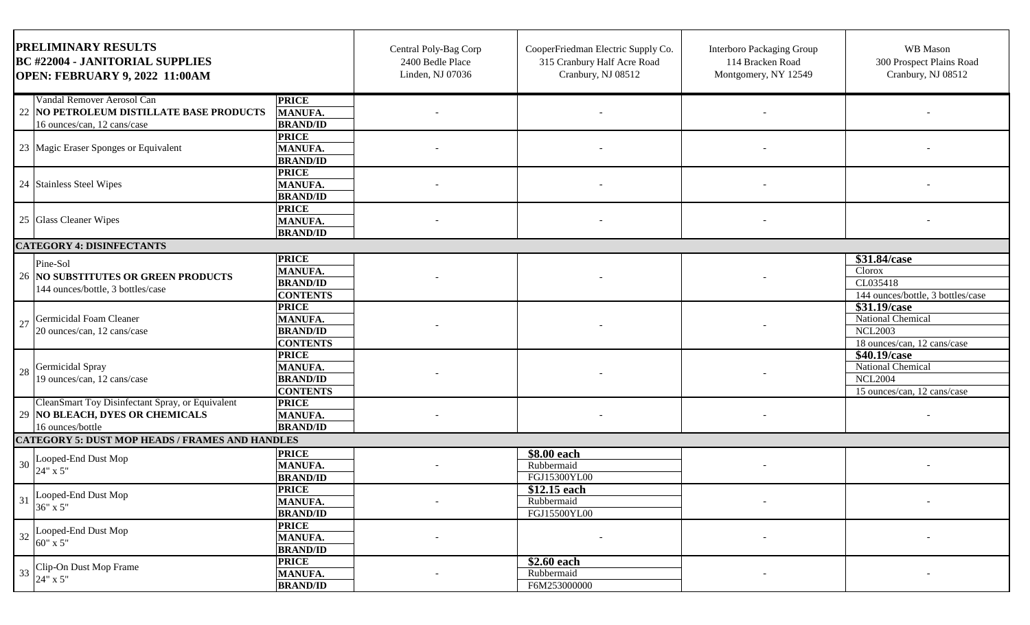| PRELIMINARY RESULTS<br>BC #22004 - JANITORIAL SUPPLIES<br>OPEN: FEBRUARY 9, 2022 11:00AM | | | Central Poly-Bag Corp<br>2400 Bedle Place<br>Linden, NJ 07036 | CooperFriedman Electric Supply Co.<br>315 Cranbury Half Acre Road<br>Cranbury, NJ 08512 | Interboro Packaging Group<br>114 Bracken Road<br>Montgomery, NY 12549 | WB Mason<br>300 Prospect Plains Road<br>Cranbury, NJ 08512 |
|---|---|---|---|---|---|---|
| 22 | Vandal Remover Aerosol Can<br>**NO PETROLEUM DISTILLATE BASE PRODUCTS**<br>16 ounces/can, 12 cans/case | **PRICE**<br>**MANUFA.**<br>**BRAND/ID** | - | - | - | - |
| 23 | Magic Eraser Sponges or Equivalent | **PRICE**<br>**MANUFA.**<br>**BRAND/ID** | - | - | - | - |
| 24 | Stainless Steel Wipes | **PRICE**<br>**MANUFA.**<br>**BRAND/ID** | - | - | - | - |
| 25 | Glass Cleaner Wipes | **PRICE**<br>**MANUFA.**<br>**BRAND/ID** | - | - | - | - |
| **CATEGORY 4: DISINFECTANTS** | | | | | | |
| 26 | Pine-Sol<br>**NO SUBSTITUTES OR GREEN PRODUCTS**<br>144 ounces/bottle, 3 bottles/case | **PRICE**<br>**MANUFA.**<br>**BRAND/ID**<br>**CONTENTS** | - | - | - | **$31.84/case**<br>Clorox<br>CL035418<br>144 ounces/bottle, 3 bottles/case |
| 27 | Germicidal Foam Cleaner<br>20 ounces/can, 12 cans/case | **PRICE**<br>**MANUFA.**<br>**BRAND/ID**<br>**CONTENTS** | - | - | - | **$31.19/case**<br>National Chemical<br>NCL2003<br>18 ounces/can, 12 cans/case |
| 28 | Germicidal Spray<br>19 ounces/can, 12 cans/case | **PRICE**<br>**MANUFA.**<br>**BRAND/ID**<br>**CONTENTS** | - | - | - | **$40.19/case**<br>National Chemical<br>NCL2004<br>15 ounces/can, 12 cans/case |
| 29 | CleanSmart Toy Disinfectant Spray, or Equivalent<br>**NO BLEACH, DYES OR CHEMICALS**<br>16 ounces/bottle | **PRICE**<br>**MANUFA.**<br>**BRAND/ID** | - | - | - | - |
| **CATEGORY 5: DUST MOP HEADS / FRAMES AND HANDLES** | | | | | | |
| 30 | Looped-End Dust Mop<br>24" x 5" | **PRICE**<br>**MANUFA.**<br>**BRAND/ID** | - | **$8.00 each**<br>Rubbermaid<br>FGJ15300YL00 | - | - |
| 31 | Looped-End Dust Mop<br>36" x 5" | **PRICE**<br>**MANUFA.**<br>**BRAND/ID** | - | **$12.15 each**<br>Rubbermaid<br>FGJ15500YL00 | - | - |
| 32 | Looped-End Dust Mop<br>60" x 5" | **PRICE**<br>**MANUFA.**<br>**BRAND/ID** | - | - | - | - |
| 33 | Clip-On Dust Mop Frame<br>24" x 5" | **PRICE**<br>**MANUFA.**<br>**BRAND/ID** | - | **$2.60 each**<br>Rubbermaid<br>F6M253000000 | - | - |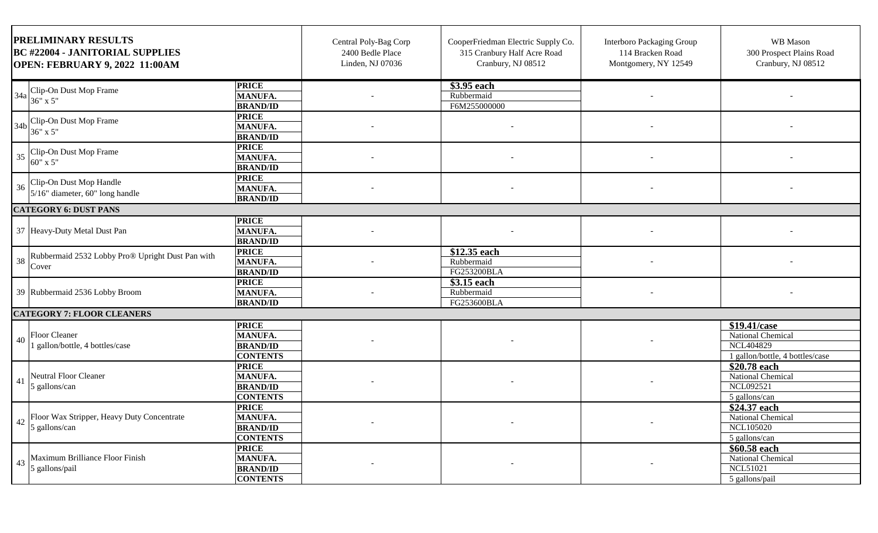| PRELIMINARY RESULTS<br>BC #22004 - JANITORIAL SUPPLIES<br>OPEN: FEBRUARY 9, 2022 11:00AM | | | Central Poly-Bag Corp<br>2400 Bedle Place<br>Linden, NJ 07036 | CooperFriedman Electric Supply Co.<br>315 Cranbury Half Acre Road<br>Cranbury, NJ 08512 | Interboro Packaging Group<br>114 Bracken Road<br>Montgomery, NY 12549 | WB Mason<br>300 Prospect Plains Road<br>Cranbury, NJ 08512 |
|---|---|---|---|---|---|---|
| 34a | Clip-On Dust Mop Frame<br>36" x 5" | **PRICE**<br>**MANUFA.**<br>**BRAND/ID** | - | **$3.95 each**<br>Rubbermaid<br>F6M255000000 | - | - |
| 34b | Clip-On Dust Mop Frame<br>36" x 5" | **PRICE**<br>**MANUFA.**<br>**BRAND/ID** | - | - | - | - |
| 35 | Clip-On Dust Mop Frame<br>60" x 5" | **PRICE**<br>**MANUFA.**<br>**BRAND/ID** | - | - | - | - |
| 36 | Clip-On Dust Mop Handle<br>5/16" diameter, 60" long handle | **PRICE**<br>**MANUFA.**<br>**BRAND/ID** | - | - | - | - |
| **CATEGORY 6: DUST PANS** | | | | | | |
| 37 | Heavy-Duty Metal Dust Pan | **PRICE**<br>**MANUFA.**<br>**BRAND/ID** | - | - | - | - |
| 38 | Rubbermaid 2532 Lobby Pro® Upright Dust Pan with Cover | **PRICE**<br>**MANUFA.**<br>**BRAND/ID** | - | **$12.35 each**<br>Rubbermaid<br>FG253200BLA | - | - |
| 39 | Rubbermaid 2536 Lobby Broom | **PRICE**<br>**MANUFA.**<br>**BRAND/ID** | - | **$3.15 each**<br>Rubbermaid<br>FG253600BLA | - | - |
| **CATEGORY 7: FLOOR CLEANERS** | | | | | | |
| 40 | Floor Cleaner<br>1 gallon/bottle, 4 bottles/case | **PRICE**<br>**MANUFA.**<br>**BRAND/ID**<br>**CONTENTS** | - | - | - | **$19.41/case**<br>National Chemical<br>NCL404829<br>1 gallon/bottle, 4 bottles/case |
| 41 | Neutral Floor Cleaner<br>5 gallons/can | **PRICE**<br>**MANUFA.**<br>**BRAND/ID**<br>**CONTENTS** | - | - | - | **$20.78 each**<br>National Chemical<br>NCL092521<br>5 gallons/can |
| 42 | Floor Wax Stripper, Heavy Duty Concentrate<br>5 gallons/can | **PRICE**<br>**MANUFA.**<br>**BRAND/ID**<br>**CONTENTS** | - | - | - | **$24.37 each**<br>National Chemical<br>NCL105020<br>5 gallons/can |
| 43 | Maximum Brilliance Floor Finish<br>5 gallons/pail | **PRICE**<br>**MANUFA.**<br>**BRAND/ID**<br>**CONTENTS** | - | - | - | **$60.58 each**<br>National Chemical<br>NCL51021<br>5 gallons/pail |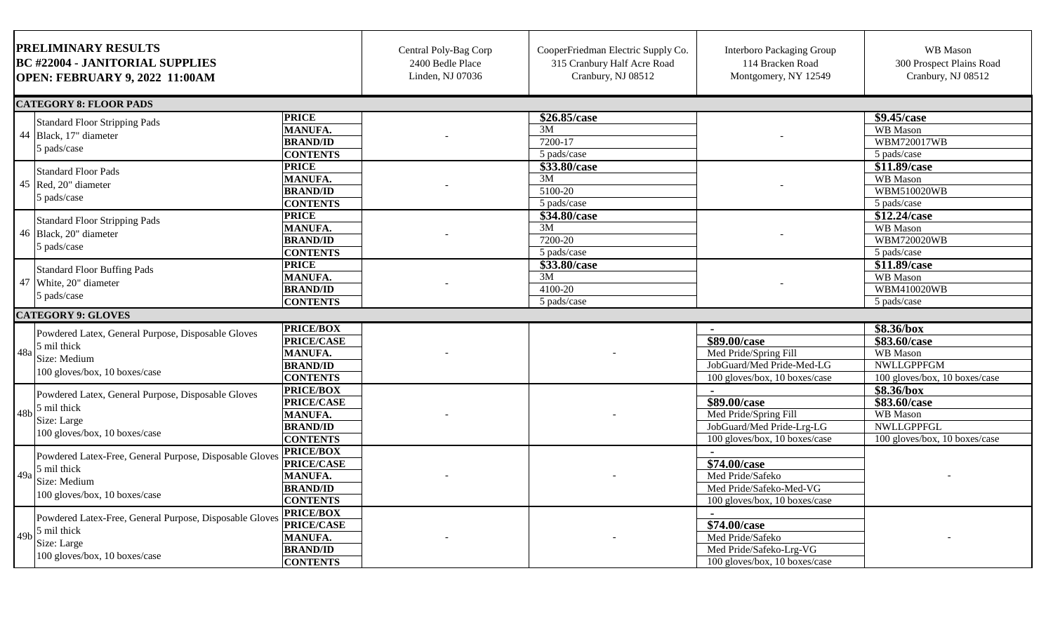| PRELIMINARY RESULTS<br>BC #22004 - JANITORIAL SUPPLIES<br>OPEN: FEBRUARY 9, 2022 11:00AM | | | Central Poly-Bag Corp<br>2400 Bedle Place<br>Linden, NJ 07036 | CooperFriedman Electric Supply Co.<br>315 Cranbury Half Acre Road<br>Cranbury, NJ 08512 | Interboro Packaging Group<br>114 Bracken Road<br>Montgomery, NY 12549 | WB Mason<br>300 Prospect Plains Road<br>Cranbury, NJ 08512 |
|---|---|---|---|---|---|---|
| **CATEGORY 8: FLOOR PADS** | | | | | | |
| 44 | Standard Floor Stripping Pads<br>Black, 17" diameter<br>5 pads/case | **PRICE** | - | **$26.85/case** | - | **$9.45/case** |
| | | **MANUFA.** | | 3M | | WB Mason |
| | | **BRAND/ID** | | 7200-17 | | WBM720017WB |
| | | **CONTENTS** | | 5 pads/case | | 5 pads/case |
| 45 | Standard Floor Pads<br>Red, 20" diameter<br>5 pads/case | **PRICE** | - | **$33.80/case** | - | **$11.89/case** |
| | | **MANUFA.** | | 3M | | WB Mason |
| | | **BRAND/ID** | | 5100-20 | | WBM510020WB |
| | | **CONTENTS** | | 5 pads/case | | 5 pads/case |
| 46 | Standard Floor Stripping Pads<br>Black, 20" diameter<br>5 pads/case | **PRICE** | - | **$34.80/case** | - | **$12.24/case** |
| | | **MANUFA.** | | 3M | | WB Mason |
| | | **BRAND/ID** | | 7200-20 | | WBM720020WB |
| | | **CONTENTS** | | 5 pads/case | | 5 pads/case |
| 47 | Standard Floor Buffing Pads<br>White, 20" diameter<br>5 pads/case | **PRICE** | - | **$33.80/case** | - | **$11.89/case** |
| | | **MANUFA.** | | 3M | | WB Mason |
| | | **BRAND/ID** | | 4100-20 | | WBM410020WB |
| | | **CONTENTS** | | 5 pads/case | | 5 pads/case |
| **CATEGORY 9: GLOVES** | | | | | | |
| 48a | Powdered Latex, General Purpose, Disposable Gloves<br>5 mil thick<br>Size: Medium<br>100 gloves/box, 10 boxes/case | **PRICE/BOX** | - | - | - | **$8.36/box** |
| | | **PRICE/CASE** | | | **$89.00/case** | **$83.60/case** |
| | | **MANUFA.** | | | Med Pride/Spring Fill | WB Mason |
| | | **BRAND/ID** | | | JobGuard/Med Pride-Med-LG | NWLLGPPFGM |
| | | **CONTENTS** | | | 100 gloves/box, 10 boxes/case | 100 gloves/box, 10 boxes/case |
| 48b | Powdered Latex, General Purpose, Disposable Gloves<br>5 mil thick<br>Size: Large<br>100 gloves/box, 10 boxes/case | **PRICE/BOX** | - | - | - | **$8.36/box** |
| | | **PRICE/CASE** | | | **$89.00/case** | **$83.60/case** |
| | | **MANUFA.** | | | Med Pride/Spring Fill | WB Mason |
| | | **BRAND/ID** | | | JobGuard/Med Pride-Lrg-LG | NWLLGPPFGL |
| | | **CONTENTS** | | | 100 gloves/box, 10 boxes/case | 100 gloves/box, 10 boxes/case |
| 49a | Powdered Latex-Free, General Purpose, Disposable Gloves<br>5 mil thick<br>Size: Medium<br>100 gloves/box, 10 boxes/case | **PRICE/BOX** | - | - | - | - |
| | | **PRICE/CASE** | | | **$74.00/case** | |
| | | **MANUFA.** | | | Med Pride/Safeko | |
| | | **BRAND/ID** | | | Med Pride/Safeko-Med-VG | |
| | | **CONTENTS** | | | 100 gloves/box, 10 boxes/case | |
| 49b | Powdered Latex-Free, General Purpose, Disposable Gloves<br>5 mil thick<br>Size: Large<br>100 gloves/box, 10 boxes/case | **PRICE/BOX** | - | - | - | - |
| | | **PRICE/CASE** | | | **$74.00/case** | |
| | | **MANUFA.** | | | Med Pride/Safeko | |
| | | **BRAND/ID** | | | Med Pride/Safeko-Lrg-VG | |
| | | **CONTENTS** | | | 100 gloves/box, 10 boxes/case | |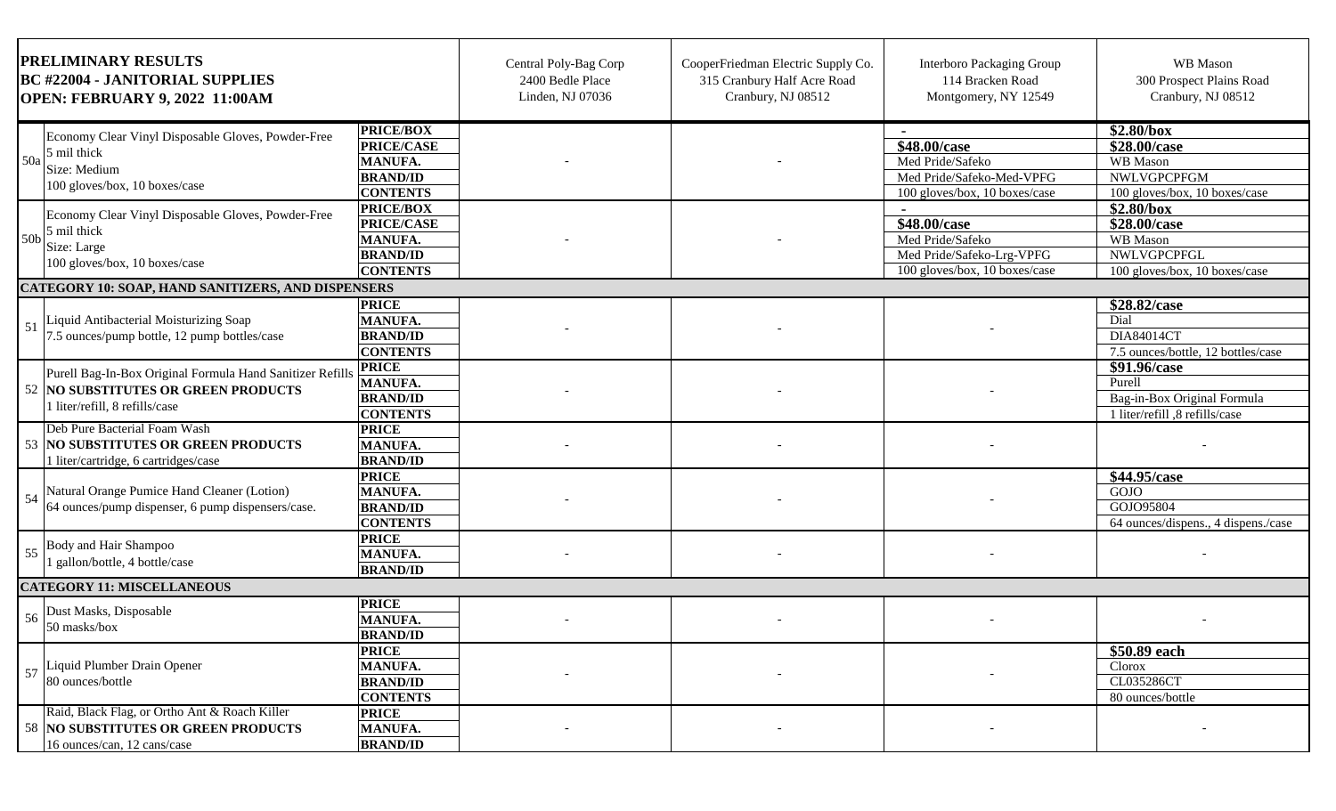| **PRELIMINARY RESULTS**<br>**BC #22004 - JANITORIAL SUPPLIES**<br>**OPEN: FEBRUARY 9, 2022 11:00AM** | | | Central Poly-Bag Corp<br>2400 Bedle Place<br>Linden, NJ 07036 | CooperFriedman Electric Supply Co.<br>315 Cranbury Half Acre Road<br>Cranbury, NJ 08512 | Interboro Packaging Group<br>114 Bracken Road<br>Montgomery, NY 12549 | WB Mason<br>300 Prospect Plains Road<br>Cranbury, NJ 08512 |
|---|---|---|---|---|---|---|
| 50a | Economy Clear Vinyl Disposable Gloves, Powder-Free<br>5 mil thick<br>Size: Medium<br>100 gloves/box, 10 boxes/case | **PRICE/BOX** | - | - | - | **$2.80/box** |
| | | **PRICE/CASE** | | | **$48.00/case** | **$28.00/case** |
| | | **MANUFA.** | | | Med Pride/Safeko | WB Mason |
| | | **BRAND/ID** | | | Med Pride/Safeko-Med-VPFG | NWLVGPCPFGM |
| | | **CONTENTS** | | | 100 gloves/box, 10 boxes/case | 100 gloves/box, 10 boxes/case |
| 50b | Economy Clear Vinyl Disposable Gloves, Powder-Free<br>5 mil thick<br>Size: Large<br>100 gloves/box, 10 boxes/case | **PRICE/BOX** | - | - | - | **$2.80/box** |
| | | **PRICE/CASE** | | | **$48.00/case** | **$28.00/case** |
| | | **MANUFA.** | | | Med Pride/Safeko | WB Mason |
| | | **BRAND/ID** | | | Med Pride/Safeko-Lrg-VPFG | NWLVGPCPFGL |
| | | **CONTENTS** | | | 100 gloves/box, 10 boxes/case | 100 gloves/box, 10 boxes/case |
| **CATEGORY 10: SOAP, HAND SANITIZERS, AND DISPENSERS** | | | | | | |
| 51 | Liquid Antibacterial Moisturizing Soap<br>7.5 ounces/pump bottle, 12 pump bottles/case | **PRICE** | - | - | - | **$28.82/case** |
| | | **MANUFA.** | | | | Dial |
| | | **BRAND/ID** | | | | DIA84014CT |
| | | **CONTENTS** | | | | 7.5 ounces/bottle, 12 bottles/case |
| 52 | Purell Bag-In-Box Original Formula Hand Sanitizer Refills<br>**NO SUBSTITUTES OR GREEN PRODUCTS**<br>1 liter/refill, 8 refills/case | **PRICE** | - | - | - | **$91.96/case** |
| | | **MANUFA.** | | | | Purell |
| | | **BRAND/ID** | | | | Bag-in-Box Original Formula |
| | | **CONTENTS** | | | | 1 liter/refill ,8 refills/case |
| 53 | Deb Pure Bacterial Foam Wash<br>**NO SUBSTITUTES OR GREEN PRODUCTS**<br>1 liter/cartridge, 6 cartridges/case | **PRICE** | - | - | - | - |
| | | **MANUFA.** | | | | |
| | | **BRAND/ID** | | | | |
| 54 | Natural Orange Pumice Hand Cleaner (Lotion)<br>64 ounces/pump dispenser, 6 pump dispensers/case. | **PRICE** | - | - | - | **$44.95/case** |
| | | **MANUFA.** | | | | GOJO |
| | | **BRAND/ID** | | | | GOJO95804 |
| | | **CONTENTS** | | | | 64 ounces/dispens., 4 dispens./case |
| 55 | Body and Hair Shampoo<br>1 gallon/bottle, 4 bottle/case | **PRICE** | - | - | - | - |
| | | **MANUFA.** | | | | |
| | | **BRAND/ID** | | | | |
| **CATEGORY 11: MISCELLANEOUS** | | | | | | |
| 56 | Dust Masks, Disposable<br>50 masks/box | **PRICE** | - | - | - | - |
| | | **MANUFA.** | | | | |
| | | **BRAND/ID** | | | | |
| 57 | Liquid Plumber Drain Opener<br>80 ounces/bottle | **PRICE** | - | - | - | **$50.89 each** |
| | | **MANUFA.** | | | | Clorox |
| | | **BRAND/ID** | | | | CL035286CT |
| | | **CONTENTS** | | | | 80 ounces/bottle |
| 58 | Raid, Black Flag, or Ortho Ant & Roach Killer<br>**NO SUBSTITUTES OR GREEN PRODUCTS**<br>16 ounces/can, 12 cans/case | **PRICE** | - | - | - | - |
| | | **MANUFA.** | | | | |
| | | **BRAND/ID** | | | | |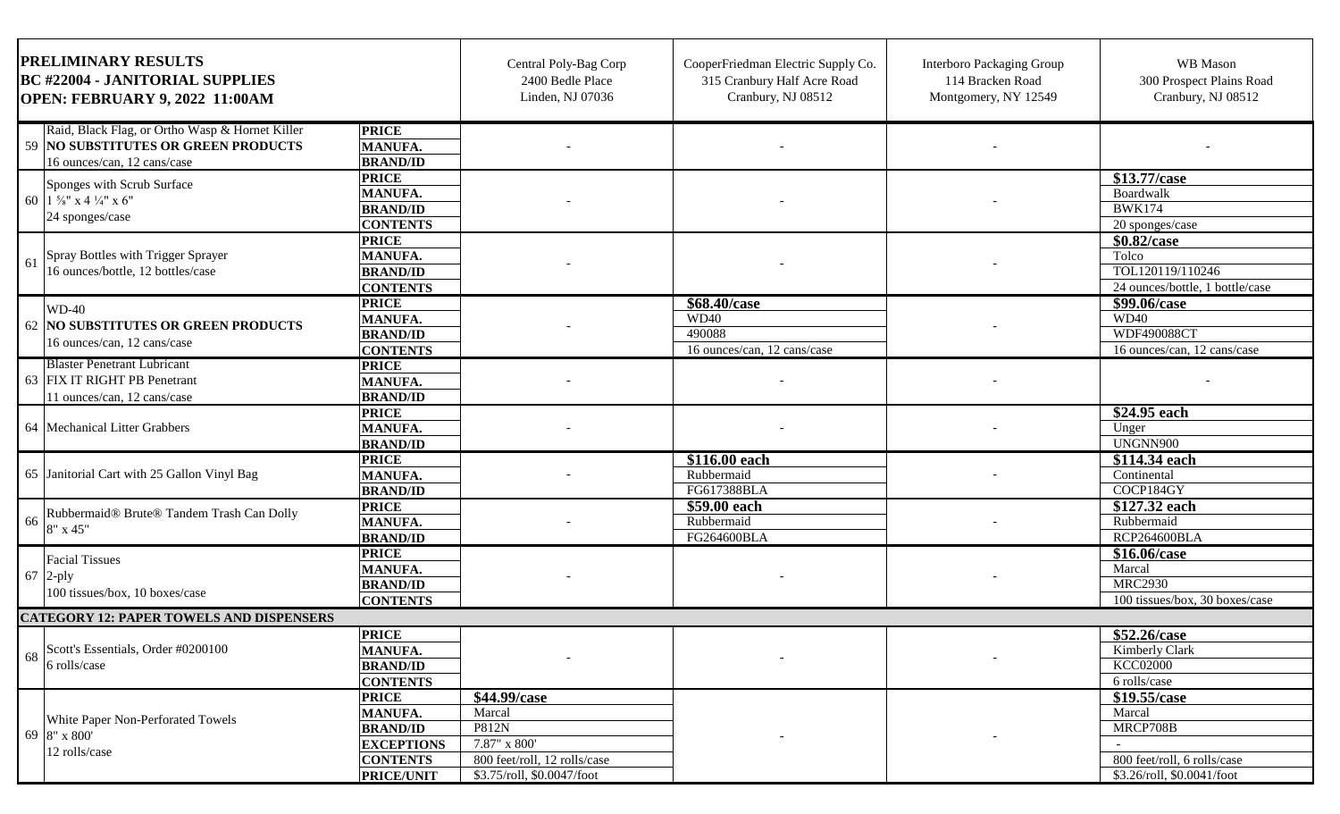| PRELIMINARY RESULTS<br>BC #22004 - JANITORIAL SUPPLIES<br>OPEN: FEBRUARY 9, 2022 11:00AM | | | Central Poly-Bag Corp<br>2400 Bedle Place<br>Linden, NJ 07036 | CooperFriedman Electric Supply Co.<br>315 Cranbury Half Acre Road<br>Cranbury, NJ 08512 | Interboro Packaging Group<br>114 Bracken Road<br>Montgomery, NY 12549 | WB Mason<br>300 Prospect Plains Road<br>Cranbury, NJ 08512 |
|---|---|---|---|---|---|---|
| 59 | Raid, Black Flag, or Ortho Wasp & Hornet Killer<br>**NO SUBSTITUTES OR GREEN PRODUCTS**<br>16 ounces/can, 12 cans/case | **PRICE** | - | - | - | - |
| | | **MANUFA.** | | | | |
| | | **BRAND/ID** | | | | |
| 60 | Sponges with Scrub Surface<br>1 ⅝" x 4 ¼" x 6"<br>24 sponges/case | **PRICE** | - | - | - | **$13.77/case** |
| | | **MANUFA.** | | | | Boardwalk |
| | | **BRAND/ID** | | | | BWK174 |
| | | **CONTENTS** | | | | 20 sponges/case |
| 61 | Spray Bottles with Trigger Sprayer<br>16 ounces/bottle, 12 bottles/case | **PRICE** | - | - | - | **$0.82/case** |
| | | **MANUFA.** | | | | Tolco |
| | | **BRAND/ID** | | | | TOL120119/110246 |
| | | **CONTENTS** | | | | 24 ounces/bottle, 1 bottle/case |
| 62 | WD-40<br>**NO SUBSTITUTES OR GREEN PRODUCTS**<br>16 ounces/can, 12 cans/case | **PRICE** | - | **$68.40/case** | - | **$99.06/case** |
| | | **MANUFA.** | | WD40 | | WD40 |
| | | **BRAND/ID** | | 490088 | | WDF490088CT |
| | | **CONTENTS** | | 16 ounces/can, 12 cans/case | | 16 ounces/can, 12 cans/case |
| 63 | Blaster Penetrant Lubricant<br>FIX IT RIGHT PB Penetrant<br>11 ounces/can, 12 cans/case | **PRICE** | - | - | - | - |
| | | **MANUFA.** | | | | |
| | | **BRAND/ID** | | | | |
| 64 | Mechanical Litter Grabbers | **PRICE** | - | - | - | **$24.95 each** |
| | | **MANUFA.** | | | | Unger |
| | | **BRAND/ID** | | | | UNGNN900 |
| 65 | Janitorial Cart with 25 Gallon Vinyl Bag | **PRICE** | - | **$116.00 each** | - | **$114.34 each** |
| | | **MANUFA.** | | Rubbermaid | | Continental |
| | | **BRAND/ID** | | FG617388BLA | | COCP184GY |
| 66 | Rubbermaid® Brute® Tandem Trash Can Dolly<br>8" x 45" | **PRICE** | - | **$59.00 each** | - | **$127.32 each** |
| | | **MANUFA.** | | Rubbermaid | | Rubbermaid |
| | | **BRAND/ID** | | FG264600BLA | | RCP264600BLA |
| 67 | Facial Tissues<br>2-ply<br>100 tissues/box, 10 boxes/case | **PRICE** | - | - | - | **$16.06/case** |
| | | **MANUFA.** | | | | Marcal |
| | | **BRAND/ID** | | | | MRC2930 |
| | | **CONTENTS** | | | | 100 tissues/box, 30 boxes/case |
| **CATEGORY 12: PAPER TOWELS AND DISPENSERS** | | | | | | |
| 68 | Scott's Essentials, Order #0200100<br>6 rolls/case | **PRICE** | - | - | - | **$52.26/case** |
| | | **MANUFA.** | | | | Kimberly Clark |
| | | **BRAND/ID** | | | | KCC02000 |
| | | **CONTENTS** | | | | 6 rolls/case |
| 69 | White Paper Non-Perforated Towels<br>8" x 800'<br>12 rolls/case | **PRICE** | **$44.99/case** | - | - | **$19.55/case** |
| | | **MANUFA.** | Marcal | | | Marcal |
| | | **BRAND/ID** | P812N | | | MRCP708B |
| | | **EXCEPTIONS** | 7.87" x 800' | | | - |
| | | **CONTENTS** | 800 feet/roll, 12 rolls/case | | | 800 feet/roll, 6 rolls/case |
| | | **PRICE/UNIT** | $3.75/roll, $0.0047/foot | | | $3.26/roll, $0.0041/foot |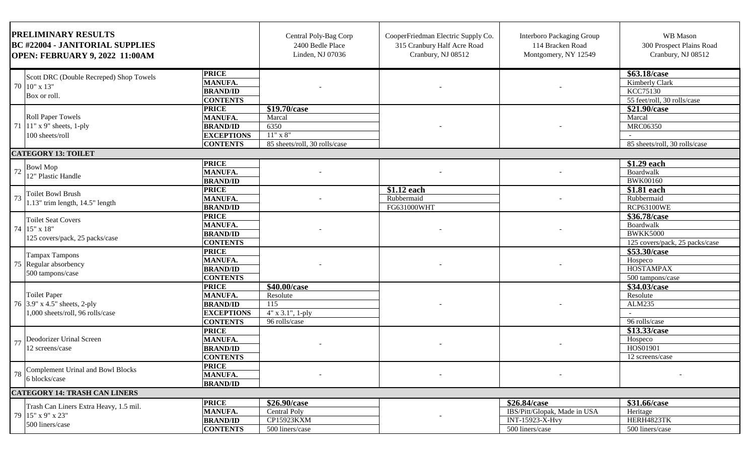| PRELIMINARY RESULTS<br>BC #22004 - JANITORIAL SUPPLIES<br>OPEN: FEBRUARY 9, 2022 11:00AM | | | Central Poly-Bag Corp<br>2400 Bedle Place<br>Linden, NJ 07036 | CooperFriedman Electric Supply Co.<br>315 Cranbury Half Acre Road<br>Cranbury, NJ 08512 | Interboro Packaging Group<br>114 Bracken Road<br>Montgomery, NY 12549 | WB Mason<br>300 Prospect Plains Road<br>Cranbury, NJ 08512 |
|---|---|---|---|---|---|---|
| 70 | Scott DRC (Double Recreped) Shop Towels<br>10" x 13"<br>Box or roll. | **PRICE** | - | - | - | **$63.18/case** |
| | | **MANUFA.** | | | | Kimberly Clark |
| | | **BRAND/ID** | | | | KCC75130 |
| | | **CONTENTS** | | | | 55 feet/roll, 30 rolls/case |
| 71 | Roll Paper Towels<br>11" x 9" sheets, 1-ply<br>100 sheets/roll | **PRICE** | **$19.70/case** | - | - | **$21.90/case** |
| | | **MANUFA.** | Marcal | | | Marcal |
| | | **BRAND/ID** | 6350 | | | MRC06350 |
| | | **EXCEPTIONS** | 11" x 8" | | | - |
| | | **CONTENTS** | 85 sheets/roll, 30 rolls/case | | | 85 sheets/roll, 30 rolls/case |
| **CATEGORY 13: TOILET** | | | | | | |
| 72 | Bowl Mop<br>12" Plastic Handle | **PRICE** | - | - | - | **$1.29 each** |
| | | **MANUFA.** | | | | Boardwalk |
| | | **BRAND/ID** | | | | BWK00160 |
| 73 | Toilet Bowl Brush<br>1.13" trim length, 14.5" length | **PRICE** | - | **$1.12 each** | - | **$1.81 each** |
| | | **MANUFA.** | | Rubbermaid | | Rubbermaid |
| | | **BRAND/ID** | | FG631000WHT | | RCP63100WE |
| 74 | Toilet Seat Covers<br>15" x 18"<br>125 covers/pack, 25 packs/case | **PRICE** | - | - | - | **$36.78/case** |
| | | **MANUFA.** | | | | Boardwalk |
| | | **BRAND/ID** | | | | BWKK5000 |
| | | **CONTENTS** | | | | 125 covers/pack, 25 packs/case |
| 75 | Tampax Tampons<br>Regular absorbency<br>500 tampons/case | **PRICE** | - | - | - | **$53.30/case** |
| | | **MANUFA.** | | | | Hospeco |
| | | **BRAND/ID** | | | | HOSTAMPAX |
| | | **CONTENTS** | | | | 500 tampons/case |
| 76 | Toilet Paper<br>3.9" x 4.5" sheets, 2-ply<br>1,000 sheets/roll, 96 rolls/case | **PRICE** | **$40.00/case** | - | - | **$34.03/case** |
| | | **MANUFA.** | Resolute | | | Resolute |
| | | **BRAND/ID** | 115 | | | ALM235 |
| | | **EXCEPTIONS** | 4" x 3.1", 1-ply | | | - |
| | | **CONTENTS** | 96 rolls/case | | | 96 rolls/case |
| 77 | Deodorizer Urinal Screen<br>12 screens/case | **PRICE** | - | - | - | **$13.33/case** |
| | | **MANUFA.** | | | | Hospeco |
| | | **BRAND/ID** | | | | HOS01901 |
| | | **CONTENTS** | | | | 12 screens/case |
| 78 | Complement Urinal and Bowl Blocks<br>6 blocks/case | **PRICE** | - | - | - | - |
| | | **MANUFA.** | | | | |
| | | **BRAND/ID** | | | | |
| **CATEGORY 14: TRASH CAN LINERS** | | | | | | |
| 79 | Trash Can Liners Extra Heavy, 1.5 mil.<br>15" x 9" x 23"<br>500 liners/case | **PRICE** | **$26.90/case** | - | **$26.84/case** | **$31.66/case** |
| | | **MANUFA.** | Central Poly | | IBS/Pitt/Glopak, Made in USA | Heritage |
| | | **BRAND/ID** | CP15923KXM | | INT-15923-X-Hvy | HERH4823TK |
| | | **CONTENTS** | 500 liners/case | | 500 liners/case | 500 liners/case |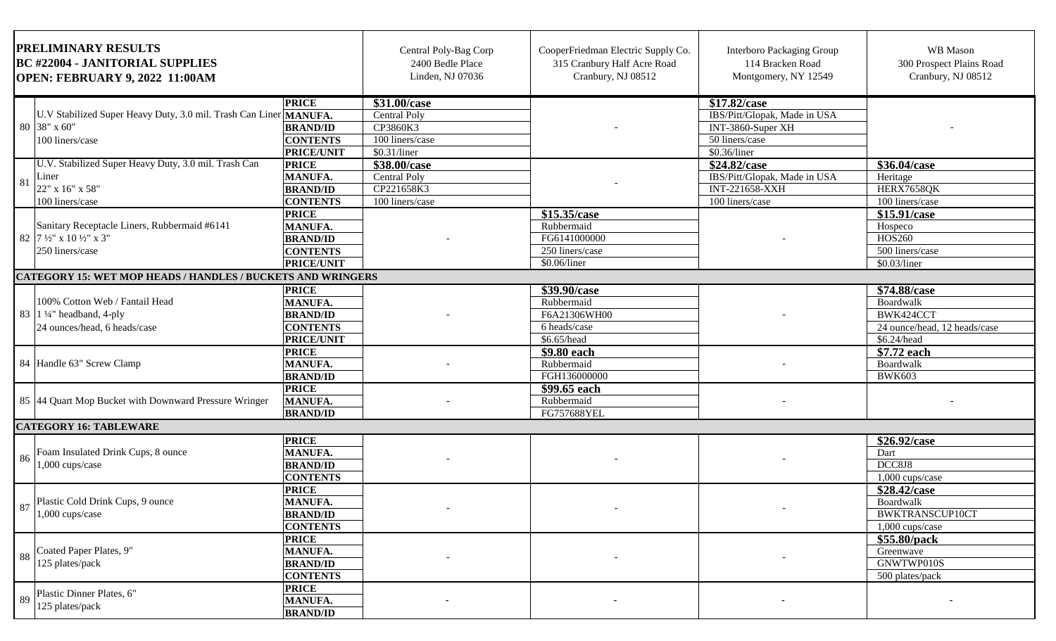| PRELIMINARY RESULTS<br>BC #22004 - JANITORIAL SUPPLIES<br>OPEN: FEBRUARY 9, 2022 11:00AM | | | Central Poly-Bag Corp<br>2400 Bedle Place<br>Linden, NJ 07036 | CooperFriedman Electric Supply Co.<br>315 Cranbury Half Acre Road<br>Cranbury, NJ 08512 | Interboro Packaging Group<br>114 Bracken Road<br>Montgomery, NY 12549 | WB Mason<br>300 Prospect Plains Road<br>Cranbury, NJ 08512 |
|---|---|---|---|---|---|---|
| 80 | U.V Stabilized Super Heavy Duty, 3.0 mil. Trash Can Liner<br>38" x 60"<br>100 liners/case | **PRICE** | **$31.00/case** | - | **$17.82/case** | - |
| | | **MANUFA.** | Central Poly | | IBS/Pitt/Glopak, Made in USA | |
| | | **BRAND/ID** | CP3860K3 | | INT-3860-Super XH | |
| | | **CONTENTS** | 100 liners/case | | 50 liners/case | |
| | | **PRICE/UNIT** | $0.31/liner | | $0.36/liner | |
| 81 | U.V. Stabilized Super Heavy Duty, 3.0 mil. Trash Can Liner<br>22" x 16" x 58"<br>100 liners/case | **PRICE** | **$38.00/case** | - | **$24.82/case** | **$36.04/case** |
| | | **MANUFA.** | Central Poly | | IBS/Pitt/Glopak, Made in USA | Heritage |
| | | **BRAND/ID** | CP221658K3 | | INT-221658-XXH | HERX7658QK |
| | | **CONTENTS** | 100 liners/case | | 100 liners/case | 100 liners/case |
| 82 | Sanitary Receptacle Liners, Rubbermaid #6141<br>7 ½" x 10 ½" x 3"<br>250 liners/case | **PRICE** | - | **$15.35/case** | - | **$15.91/case** |
| | | **MANUFA.** | | Rubbermaid | | Hospeco |
| | | **BRAND/ID** | | FG6141000000 | | HOS260 |
| | | **CONTENTS** | | 250 liners/case | | 500 liners/case |
| | | **PRICE/UNIT** | | $0.06/liner | | $0.03/liner |
| **CATEGORY 15: WET MOP HEADS / HANDLES / BUCKETS AND WRINGERS** | | | | | | |
| 83 | 100% Cotton Web / Fantail Head<br>1 ¼" headband, 4-ply<br>24 ounces/head, 6 heads/case | **PRICE** | - | **$39.90/case** | - | **$74.88/case** |
| | | **MANUFA.** | | Rubbermaid | | Boardwalk |
| | | **BRAND/ID** | | F6A21306WH00 | | BWK424CCT |
| | | **CONTENTS** | | 6 heads/case | | 24 ounce/head, 12 heads/case |
| | | **PRICE/UNIT** | | $6.65/head | | $6.24/head |
| 84 | Handle 63" Screw Clamp | **PRICE** | - | **$9.80 each** | - | **$7.72 each** |
| | | **MANUFA.** | | Rubbermaid | | Boardwalk |
| | | **BRAND/ID** | | FGH136000000 | | BWK603 |
| 85 | 44 Quart Mop Bucket with Downward Pressure Wringer | **PRICE** | - | **$99.65 each** | - | - |
| | | **MANUFA.** | | Rubbermaid | | |
| | | **BRAND/ID** | | FG757688YEL | | |
| **CATEGORY 16: TABLEWARE** | | | | | | |
| 86 | Foam Insulated Drink Cups, 8 ounce<br>1,000 cups/case | **PRICE** | - | - | - | **$26.92/case** |
| | | **MANUFA.** | | | | Dart |
| | | **BRAND/ID** | | | | DCC8J8 |
| | | **CONTENTS** | | | | 1,000 cups/case |
| 87 | Plastic Cold Drink Cups, 9 ounce<br>1,000 cups/case | **PRICE** | - | - | - | **$28.42/case** |
| | | **MANUFA.** | | | | Boardwalk |
| | | **BRAND/ID** | | | | BWKTRANSCUP10CT |
| | | **CONTENTS** | | | | 1,000 cups/case |
| 88 | Coated Paper Plates, 9"<br>125 plates/pack | **PRICE** | - | - | - | **$55.80/pack** |
| | | **MANUFA.** | | | | Greenwave |
| | | **BRAND/ID** | | | | GNWTWP010S |
| | | **CONTENTS** | | | | 500 plates/pack |
| 89 | Plastic Dinner Plates, 6"<br>125 plates/pack | **PRICE** | - | - | - | - |
| | | **MANUFA.** | | | | |
| | | **BRAND/ID** | | | | |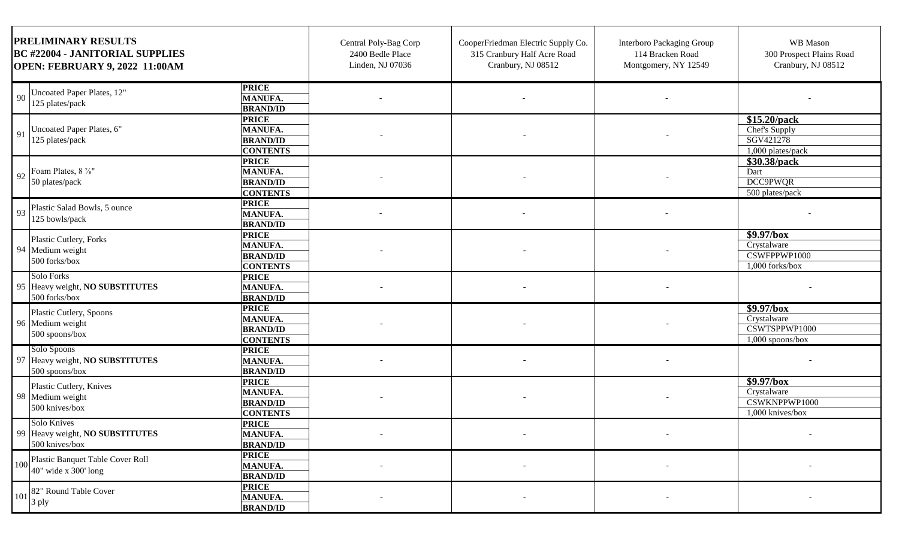| PRELIMINARY RESULTS<br>BC #22004 - JANITORIAL SUPPLIES<br>OPEN: FEBRUARY 9, 2022 11:00AM | | | Central Poly-Bag Corp<br>2400 Bedle Place<br>Linden, NJ 07036 | CooperFriedman Electric Supply Co.<br>315 Cranbury Half Acre Road<br>Cranbury, NJ 08512 | Interboro Packaging Group<br>114 Bracken Road<br>Montgomery, NY 12549 | WB Mason<br>300 Prospect Plains Road<br>Cranbury, NJ 08512 |
|---|---|---|---|---|---|---|
| 90 | Uncoated Paper Plates, 12"<br>125 plates/pack | **PRICE**<br>**MANUFA.**<br>**BRAND/ID** | - | - | - | - |
| 91 | Uncoated Paper Plates, 6"<br>125 plates/pack | **PRICE**<br>**MANUFA.**<br>**BRAND/ID**<br>**CONTENTS** | - | - | - | **$15.20/pack**<br>Chef's Supply<br>SGV421278<br>1,000 plates/pack |
| 92 | Foam Plates, 8 ⅞"<br>50 plates/pack | **PRICE**<br>**MANUFA.**<br>**BRAND/ID**<br>**CONTENTS** | - | - | - | **$30.38/pack**<br>Dart<br>DCC9PWQR<br>500 plates/pack |
| 93 | Plastic Salad Bowls, 5 ounce<br>125 bowls/pack | **PRICE**<br>**MANUFA.**<br>**BRAND/ID** | - | - | - | - |
| 94 | Plastic Cutlery, Forks<br>Medium weight<br>500 forks/box | **PRICE**<br>**MANUFA.**<br>**BRAND/ID**<br>**CONTENTS** | - | - | - | **$9.97/box**<br>Crystalware<br>CSWFPPWP1000<br>1,000 forks/box |
| 95 | Solo Forks<br>Heavy weight, **NO SUBSTITUTES**<br>500 forks/box | **PRICE**<br>**MANUFA.**<br>**BRAND/ID** | - | - | - | - |
| 96 | Plastic Cutlery, Spoons<br>Medium weight<br>500 spoons/box | **PRICE**<br>**MANUFA.**<br>**BRAND/ID**<br>**CONTENTS** | - | - | - | **$9.97/box**<br>Crystalware<br>CSWTSPPWP1000<br>1,000 spoons/box |
| 97 | Solo Spoons<br>Heavy weight, **NO SUBSTITUTES**<br>500 spoons/box | **PRICE**<br>**MANUFA.**<br>**BRAND/ID** | - | - | - | - |
| 98 | Plastic Cutlery, Knives<br>Medium weight<br>500 knives/box | **PRICE**<br>**MANUFA.**<br>**BRAND/ID**<br>**CONTENTS** | - | - | - | **$9.97/box**<br>Crystalware<br>CSWKNPPWP1000<br>1,000 knives/box |
| 99 | Solo Knives<br>Heavy weight, **NO SUBSTITUTES**<br>500 knives/box | **PRICE**<br>**MANUFA.**<br>**BRAND/ID** | - | - | - | - |
| 100 | Plastic Banquet Table Cover Roll<br>40" wide x 300' long | **PRICE**<br>**MANUFA.**<br>**BRAND/ID** | - | - | - | - |
| 101 | 82" Round Table Cover<br>3 ply | **PRICE**<br>**MANUFA.**<br>**BRAND/ID** | - | - | - | - |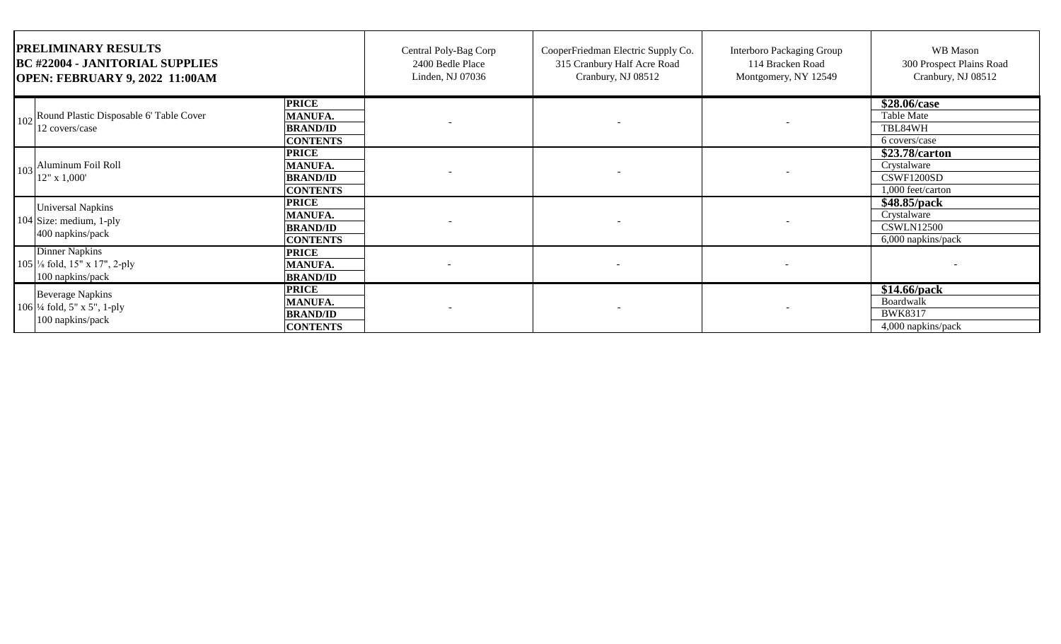| **PRELIMINARY RESULTS**<br>**BC #22004 - JANITORIAL SUPPLIES**<br>**OPEN: FEBRUARY 9, 2022 11:00AM** | | | Central Poly-Bag Corp<br>2400 Bedle Place<br>Linden, NJ 07036 | CooperFriedman Electric Supply Co.<br>315 Cranbury Half Acre Road<br>Cranbury, NJ 08512 | Interboro Packaging Group<br>114 Bracken Road<br>Montgomery, NY 12549 | WB Mason<br>300 Prospect Plains Road<br>Cranbury, NJ 08512 |
|---|---|---|---|---|---|---|
| 102 | Round Plastic Disposable 6' Table Cover<br>12 covers/case | **PRICE** | - | - | - | **$28.06/case** |
| | | **MANUFA.** | | | | Table Mate |
| | | **BRAND/ID** | | | | TBL84WH |
| | | **CONTENTS** | | | | 6 covers/case |
| 103 | Aluminum Foil Roll<br>12" x 1,000' | **PRICE** | - | - | - | **$23.78/carton** |
| | | **MANUFA.** | | | | Crystalware |
| | | **BRAND/ID** | | | | CSWF1200SD |
| | | **CONTENTS** | | | | 1,000 feet/carton |
| 104 | Universal Napkins<br>Size: medium, 1-ply<br>400 napkins/pack | **PRICE** | - | - | - | **$48.85/pack** |
| | | **MANUFA.** | | | | Crystalware |
| | | **BRAND/ID** | | | | CSWLN12500 |
| | | **CONTENTS** | | | | 6,000 napkins/pack |
| 105 | Dinner Napkins<br>⅛ fold, 15" x 17", 2-ply<br>100 napkins/pack | **PRICE** | - | - | - | - |
| | | **MANUFA.** | | | | |
| | | **BRAND/ID** | | | | |
| 106 | Beverage Napkins<br>¼ fold, 5" x 5", 1-ply<br>100 napkins/pack | **PRICE** | - | - | - | **$14.66/pack** |
| | | **MANUFA.** | | | | Boardwalk |
| | | **BRAND/ID** | | | | BWK8317 |
| | | **CONTENTS** | | | | 4,000 napkins/pack |